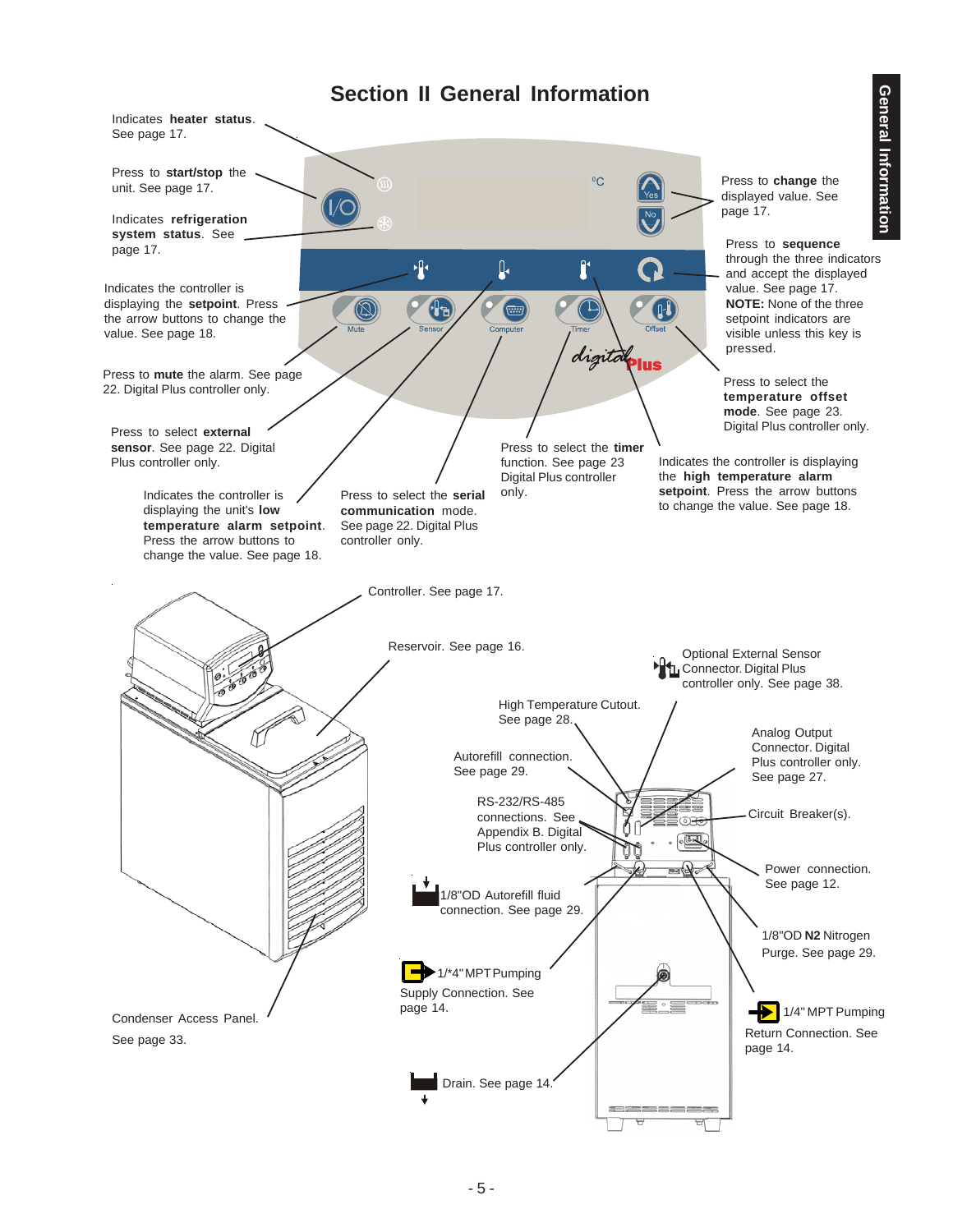# Section II General Information

Indicates **heater status**. See page 17.

Press to **start/stop** the unit. See page 17.

Indicates **refrigeration system status**. See page 17.

Indicates the controller is displaying the **setpoint**. Press the arrow buttons to change the value. See page 18.

Press to **mute** the alarm. See page 22. Digital Plus controller only.

Press to select **external sensor**. See page 22. Digital Plus controller only.

Indicates the controller is displaying the unit's **low temperature alarm setpoint**. Press the arrow buttons to change the value. See page 18.

Press to select the **serial communication** mode. See page 22. Digital Plus controller only.

Press to select the **timer** function. See page 23 Digital Plus controller only.

Indicates the controller is displaying the **high temperature alarm setpoint**. Press the arrow buttons to change the value. See page 18.

Press to select the **temperature offset mode**. See page 23. Digital Plus controller only.

Press to **sequence** through the three indicators and accept the displayed value. See page 17. **NOTE:** None of the three setpoint indicators are visible unless this key is pressed.

Press to **change** the displayed value. See page 17.

Controller. See page 17.

Reservoir. See page 16.

Condenser Access Panel. See page 33.

Optional External Sensor Connector. Digital Plus controller only. See page 38.

High Temperature Cutout. See page 28.

Analog Output Connector. Digital Plus controller only. See page 27.

Autorefill connection. See page 29.

RS-232/RS-485 connections. See Appendix B. Digital Plus controller only.

Circuit Breaker(s).

Power connection. See page 12.

1/8"OD Autorefill fluid connection. See page 29.

1/8"OD **N2** Nitrogen Purge. See page 29.

1/*4" MPT Pumping Supply Connection. See page 14.

1/4" MPT Pumping Return Connection. See page 14.

Drain. See page 14.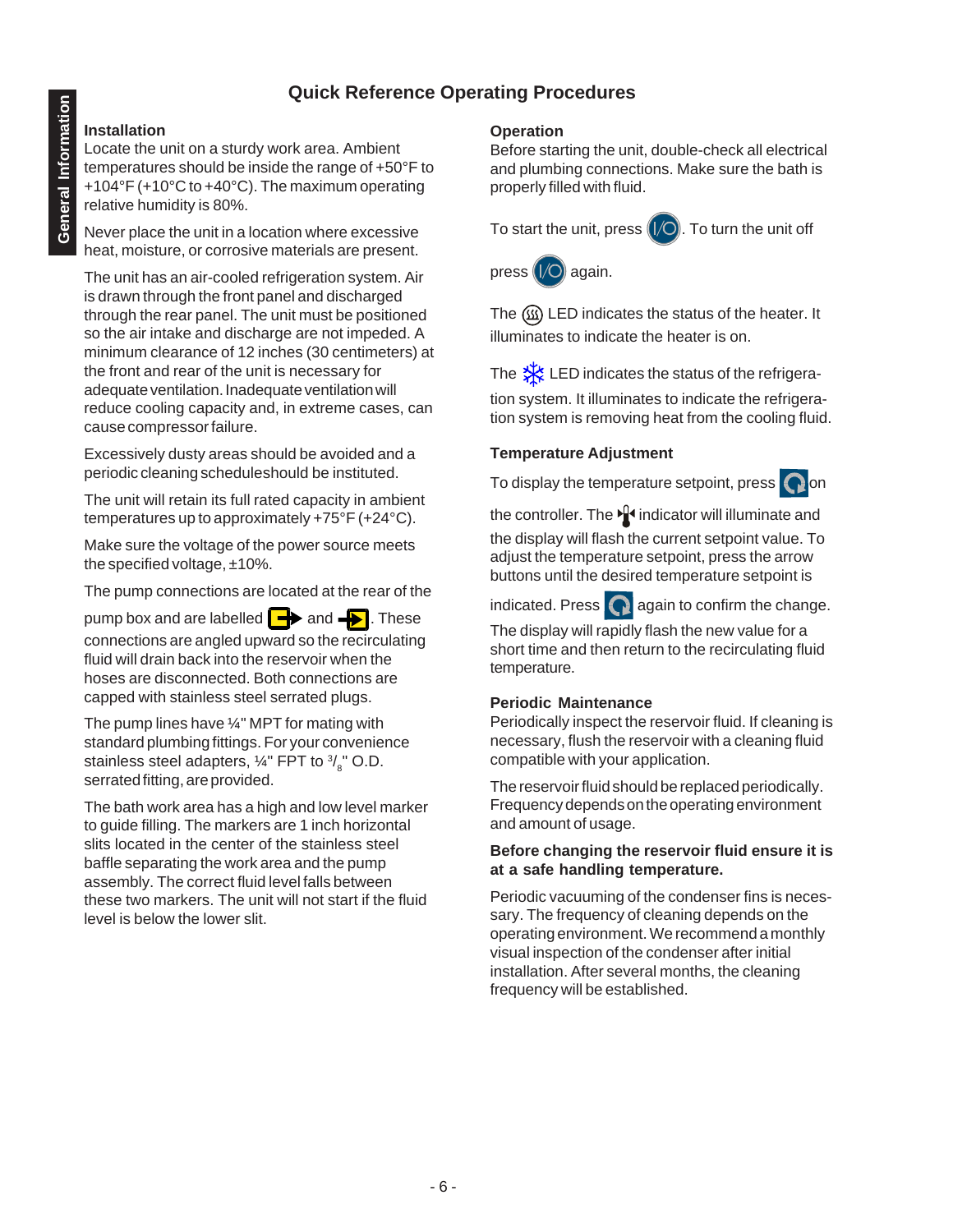# Quick Reference Operating Procedures

### Installation

Locate the unit on a sturdy work area. Ambient temperatures should be inside the range of +50°F to +104°F (+10°C to +40°C). The maximum operating relative humidity is 80%.

Never place the unit in a location where excessive heat, moisture, or corrosive materials are present.

The unit has an air-cooled refrigeration system. Air is drawn through the front panel and discharged through the rear panel. The unit must be positioned so the air intake and discharge are not impeded. A minimum clearance of 12 inches (30 centimeters) at the front and rear of the unit is necessary for adequate ventilation. Inadequate ventilation will reduce cooling capacity and, in extreme cases, can cause compressor failure.

Excessively dusty areas should be avoided and a periodic cleaning scheduleshould be instituted.

The unit will retain its full rated capacity in ambient temperatures up to approximately +75°F (+24°C).

Make sure the voltage of the power source meets the specified voltage, ±10%.

The pump connections are located at the rear of the pump box and are labelled [outlet] and [inlet]. These connections are angled upward so the recirculating fluid will drain back into the reservoir when the hoses are disconnected. Both connections are capped with stainless steel serrated plugs.

The pump lines have ¼" MPT for mating with standard plumbing fittings. For your convenience stainless steel adapters, ¼" FPT to 3/8" O.D. serrated fitting, are provided.

The bath work area has a high and low level marker to guide filling. The markers are 1 inch horizontal slits located in the center of the stainless steel baffle separating the work area and the pump assembly. The correct fluid level falls between these two markers. The unit will not start if the fluid level is below the lower slit.

### Operation

Before starting the unit, double-check all electrical and plumbing connections. Make sure the bath is properly filled with fluid.

To start the unit, press [I/O]. To turn the unit off press [I/O] again.

The [heater] LED indicates the status of the heater. It illuminates to indicate the heater is on.

The [snowflake] LED indicates the status of the refrigeration system. It illuminates to indicate the refrigeration system is removing heat from the cooling fluid.

### Temperature Adjustment

To display the temperature setpoint, press [setpoint] on the controller. The [setpoint indicator] indicator will illuminate and the display will flash the current setpoint value. To adjust the temperature setpoint, press the arrow buttons until the desired temperature setpoint is indicated. Press [setpoint] again to confirm the change. The display will rapidly flash the new value for a short time and then return to the recirculating fluid temperature.

### Periodic Maintenance

Periodically inspect the reservoir fluid. If cleaning is necessary, flush the reservoir with a cleaning fluid compatible with your application.

The reservoir fluid should be replaced periodically. Frequency depends on the operating environment and amount of usage.

**Before changing the reservoir fluid ensure it is at a safe handling temperature.**

Periodic vacuuming of the condenser fins is necessary. The frequency of cleaning depends on the operating environment. We recommend a monthly visual inspection of the condenser after initial installation. After several months, the cleaning frequency will be established.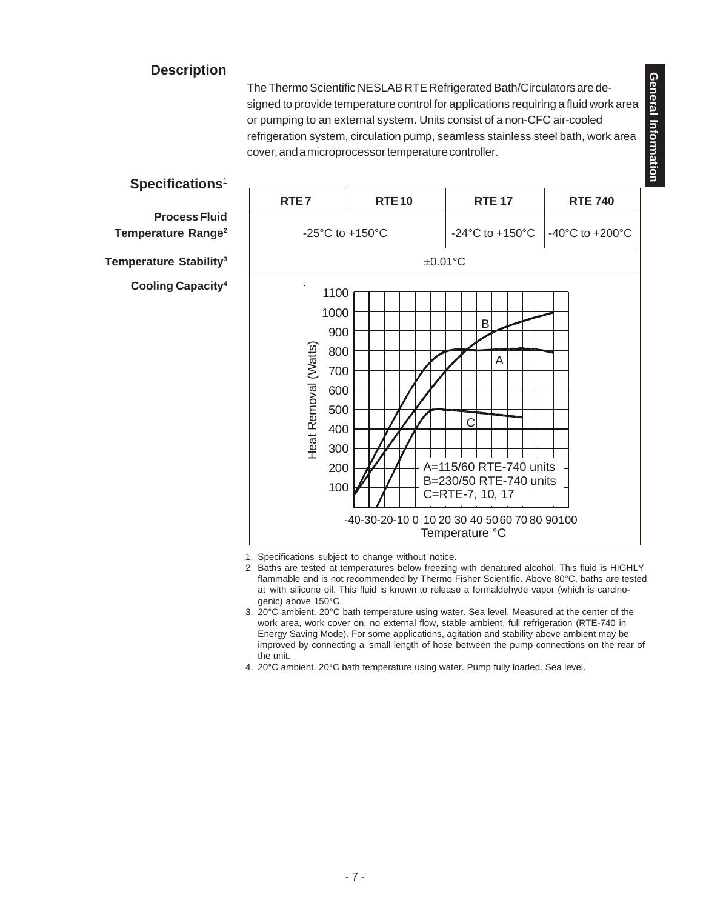## Description

The Thermo Scientific NESLAB RTE Refrigerated Bath/Circulators are designed to provide temperature control for applications requiring a fluid work area or pumping to an external system. Units consist of a non-CFC air-cooled refrigeration system, circulation pump, seamless stainless steel bath, work area cover, and a microprocessor temperature controller.

## Specifications[1]

| | RTE 7 | RTE 10 | RTE 17 | RTE 740 |
|---|---|---|---|---|
| **Process Fluid Temperature Range[2]** | -25°C to +150°C | | -24°C to +150°C | -40°C to +200°C |
| **Temperature Stability[3]** | ±0.01°C | | | |
| **Cooling Capacity[4]** | (see chart below) | | | |

Cooling Capacity chart: Heat Removal (Watts) vs. Temperature °C

- A=115/60 RTE-740 units
- B=230/50 RTE-740 units
- C=RTE-7, 10, 17

1. Specifications subject to change without notice.
2. Baths are tested at temperatures below freezing with denatured alcohol. This fluid is HIGHLY flammable and is not recommended by Thermo Fisher Scientific. Above 80°C, baths are tested at with silicone oil. This fluid is known to release a formaldehyde vapor (which is carcinogenic) above 150°C.
3. 20°C ambient. 20°C bath temperature using water. Sea level. Measured at the center of the work area, work cover on, no external flow, stable ambient, full refrigeration (RTE-740 in Energy Saving Mode). For some applications, agitation and stability above ambient may be improved by connecting a small length of hose between the pump connections on the rear of the unit.
4. 20°C ambient. 20°C bath temperature using water. Pump fully loaded. Sea level.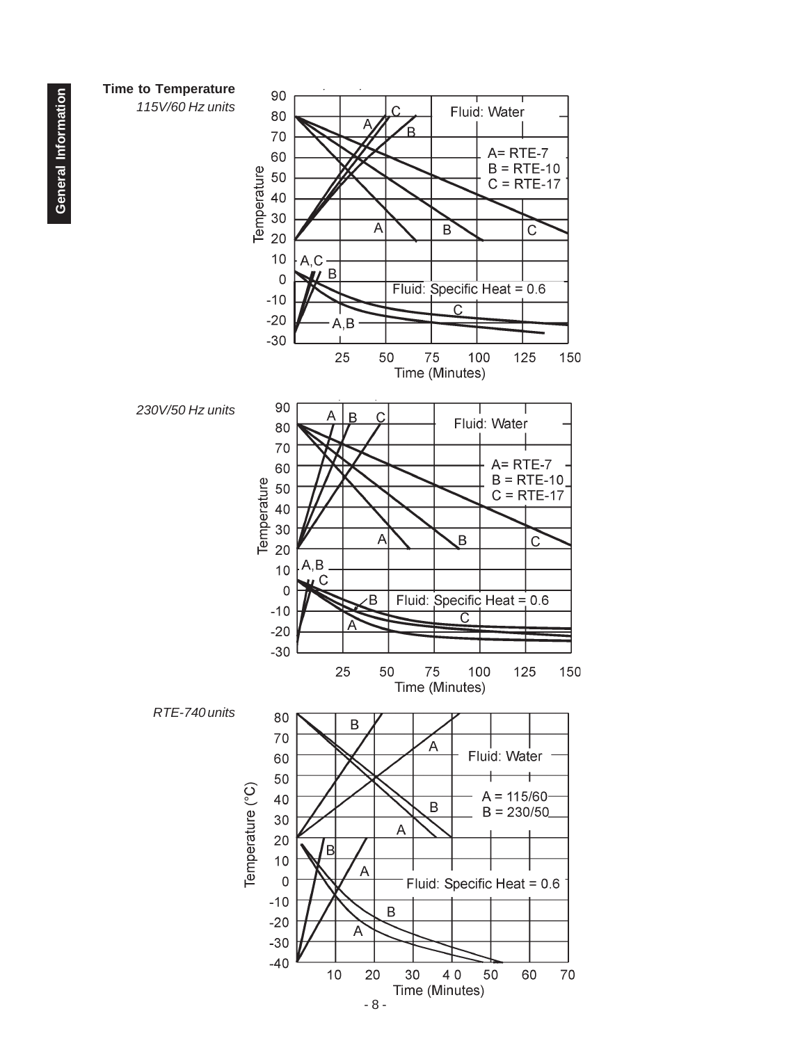**Time to Temperature**

*115V/60 Hz units*

Fluid: Water

A= RTE-7
B = RTE-10
C = RTE-17

Fluid: Specific Heat = 0.6

Temperature

Time (Minutes)

*230V/50 Hz units*

Fluid: Water

A= RTE-7
B = RTE-10
C = RTE-17

Fluid: Specific Heat = 0.6

Temperature

Time (Minutes)

*RTE-740 units*

Fluid: Water

A = 115/60
B = 230/50

Fluid: Specific Heat = 0.6

Temperature (°C)

Time (Minutes)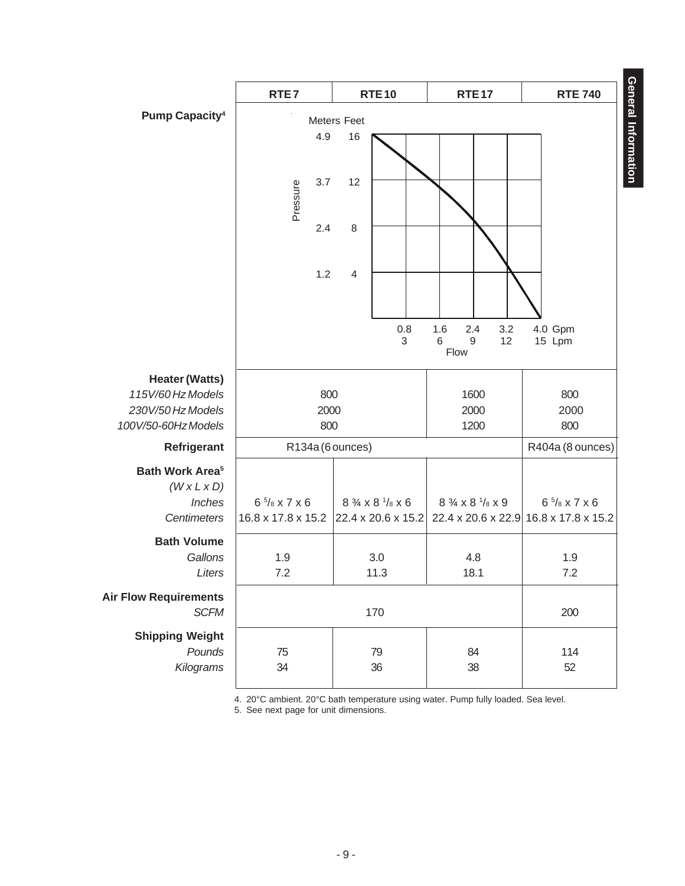| | RTE 7 | RTE 10 | RTE 17 | RTE 740 |
|---|---|---|---|---|
| **Pump Capacity**[4] | Pressure (Meters / Feet): 4.9 / 16, 3.7 / 12, 2.4 / 8, 1.2 / 4; Flow: 0.8 Gpm / 3 Lpm, 1.6 / 6, 2.4 / 9, 3.2 / 12, 4.0 Gpm / 15 Lpm | | | |
| **Heater (Watts)** | | | | |
| *115V/60 Hz Models* | 800 | | 1600 | 800 |
| *230V/50 Hz Models* | 2000 | | 2000 | 2000 |
| *100V/50-60Hz Models* | 800 | | 1200 | 800 |
| **Refrigerant** | R134a (6 ounces) | | | R404a (8 ounces) |
| **Bath Work Area**[5] *(W x L x D)* | | | | |
| *Inches* | 6 5/8 x 7 x 6 | 8 ¾ x 8 1/8 x 6 | 8 ¾ x 8 1/8 x 9 | 6 5/8 x 7 x 6 |
| *Centimeters* | 16.8 x 17.8 x 15.2 | 22.4 x 20.6 x 15.2 | 22.4 x 20.6 x 22.9 | 16.8 x 17.8 x 15.2 |
| **Bath Volume** | | | | |
| *Gallons* | 1.9 | 3.0 | 4.8 | 1.9 |
| *Liters* | 7.2 | 11.3 | 18.1 | 7.2 |
| **Air Flow Requirements** | | | | |
| *SCFM* | 170 | | | 200 |
| **Shipping Weight** | | | | |
| *Pounds* | 75 | 79 | 84 | 114 |
| *Kilograms* | 34 | 36 | 38 | 52 |

4. 20°C ambient. 20°C bath temperature using water. Pump fully loaded. Sea level.
5. See next page for unit dimensions.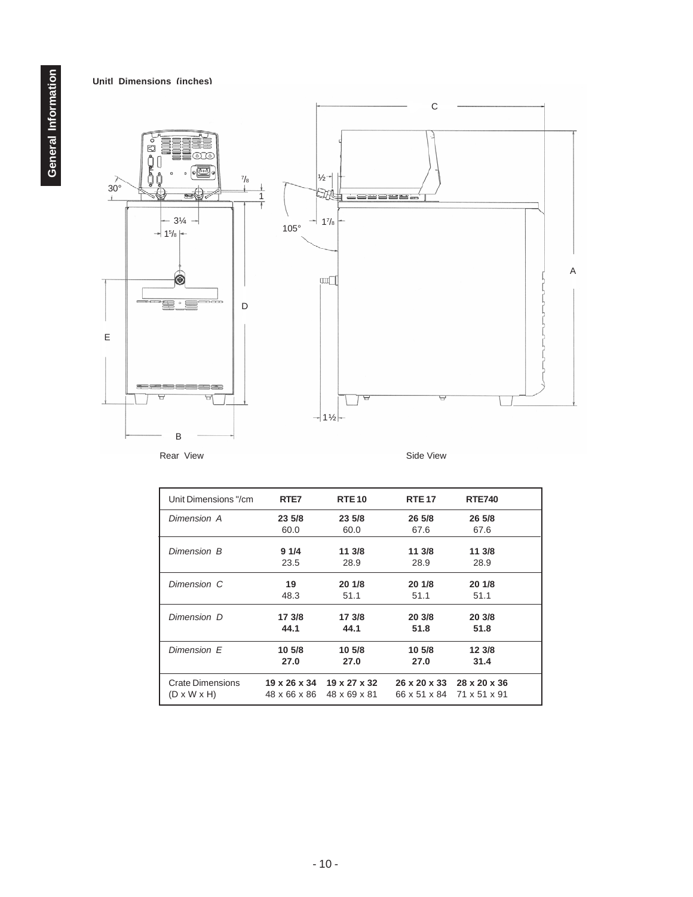**Unitl Dimensions (inches)**

C

A

30°

7/8

1

½

3¼

1⅞

1⅝

105°

D

E

1½

B

Rear View

Side View

| Unit Dimensions "/cm | RTE7 | RTE 10 | RTE 17 | RTE740 |
|---|---|---|---|---|
| *Dimension A* | **23 5/8**<br>60.0 | **23 5/8**<br>60.0 | **26 5/8**<br>67.6 | **26 5/8**<br>67.6 |
| *Dimension B* | **9 1/4**<br>23.5 | **11 3/8**<br>28.9 | **11 3/8**<br>28.9 | **11 3/8**<br>28.9 |
| *Dimension C* | **19**<br>48.3 | **20 1/8**<br>51.1 | **20 1/8**<br>51.1 | **20 1/8**<br>51.1 |
| *Dimension D* | **17 3/8**<br>**44.1** | **17 3/8**<br>**44.1** | **20 3/8**<br>**51.8** | **20 3/8**<br>**51.8** |
| *Dimension E* | **10 5/8**<br>**27.0** | **10 5/8**<br>**27.0** | **10 5/8**<br>**27.0** | **12 3/8**<br>**31.4** |
| Crate Dimensions<br>(D x W x H) | **19 x 26 x 34**<br>48 x 66 x 86 | **19 x 27 x 32**<br>48 x 69 x 81 | **26 x 20 x 33**<br>66 x 51 x 84 | **28 x 20 x 36**<br>71 x 51 x 91 |